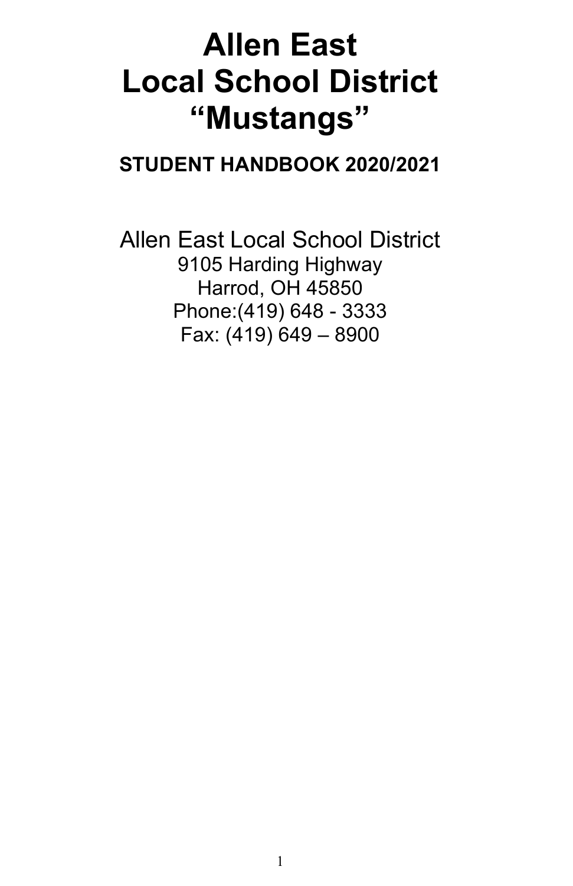# Allen East
# Local School District
# "Mustangs"

**STUDENT HANDBOOK 2020/2021**

Allen East Local School District

9105 Harding Highway

Harrod, OH 45850

Phone:(419) 648 - 3333

Fax: (419) 649 – 8900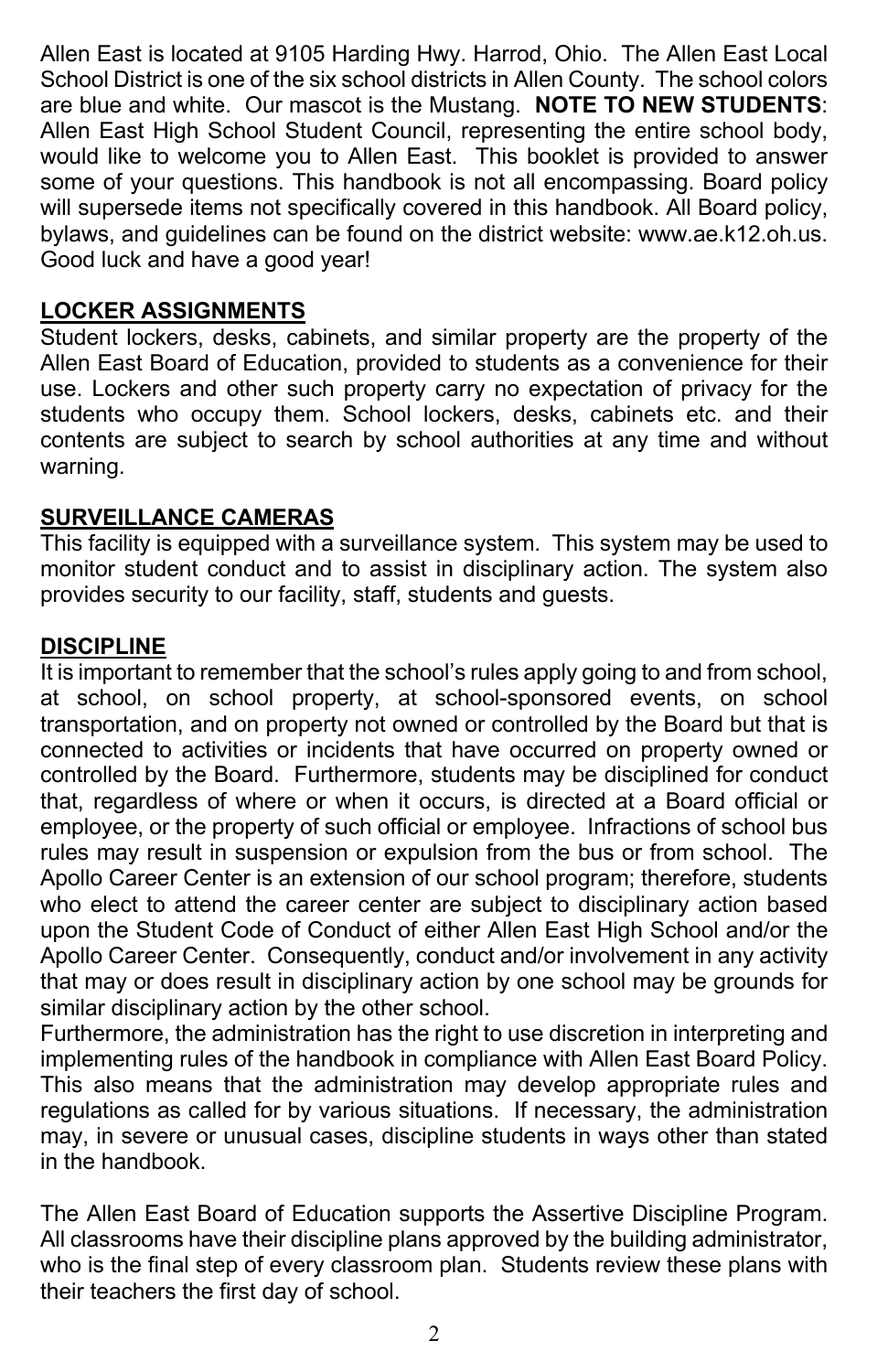Allen East is located at 9105 Harding Hwy. Harrod, Ohio. The Allen East Local School District is one of the six school districts in Allen County. The school colors are blue and white. Our mascot is the Mustang. **NOTE TO NEW STUDENTS**: Allen East High School Student Council, representing the entire school body, would like to welcome you to Allen East. This booklet is provided to answer some of your questions. This handbook is not all encompassing. Board policy will supersede items not specifically covered in this handbook. All Board policy, bylaws, and guidelines can be found on the district website: www.ae.k12.oh.us. Good luck and have a good year!

## LOCKER ASSIGNMENTS

Student lockers, desks, cabinets, and similar property are the property of the Allen East Board of Education, provided to students as a convenience for their use. Lockers and other such property carry no expectation of privacy for the students who occupy them. School lockers, desks, cabinets etc. and their contents are subject to search by school authorities at any time and without warning.

## SURVEILLANCE CAMERAS

This facility is equipped with a surveillance system. This system may be used to monitor student conduct and to assist in disciplinary action. The system also provides security to our facility, staff, students and guests.

## DISCIPLINE

It is important to remember that the school's rules apply going to and from school, at school, on school property, at school-sponsored events, on school transportation, and on property not owned or controlled by the Board but that is connected to activities or incidents that have occurred on property owned or controlled by the Board. Furthermore, students may be disciplined for conduct that, regardless of where or when it occurs, is directed at a Board official or employee, or the property of such official or employee. Infractions of school bus rules may result in suspension or expulsion from the bus or from school. The Apollo Career Center is an extension of our school program; therefore, students who elect to attend the career center are subject to disciplinary action based upon the Student Code of Conduct of either Allen East High School and/or the Apollo Career Center. Consequently, conduct and/or involvement in any activity that may or does result in disciplinary action by one school may be grounds for similar disciplinary action by the other school.

Furthermore, the administration has the right to use discretion in interpreting and implementing rules of the handbook in compliance with Allen East Board Policy. This also means that the administration may develop appropriate rules and regulations as called for by various situations. If necessary, the administration may, in severe or unusual cases, discipline students in ways other than stated in the handbook.

The Allen East Board of Education supports the Assertive Discipline Program. All classrooms have their discipline plans approved by the building administrator, who is the final step of every classroom plan. Students review these plans with their teachers the first day of school.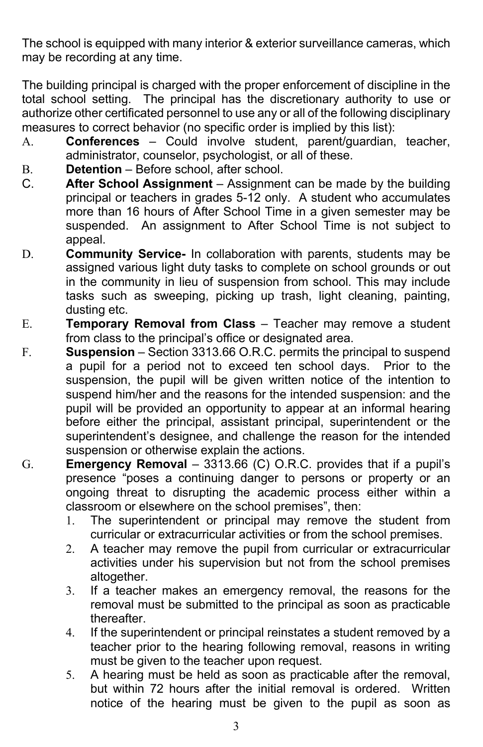The school is equipped with many interior & exterior surveillance cameras, which may be recording at any time.

The building principal is charged with the proper enforcement of discipline in the total school setting. The principal has the discretionary authority to use or authorize other certificated personnel to use any or all of the following disciplinary measures to correct behavior (no specific order is implied by this list):

A. **Conferences** – Could involve student, parent/guardian, teacher, administrator, counselor, psychologist, or all of these.

B. **Detention** – Before school, after school.

C. **After School Assignment** – Assignment can be made by the building principal or teachers in grades 5-12 only. A student who accumulates more than 16 hours of After School Time in a given semester may be suspended. An assignment to After School Time is not subject to appeal.

D. **Community Service-** In collaboration with parents, students may be assigned various light duty tasks to complete on school grounds or out in the community in lieu of suspension from school. This may include tasks such as sweeping, picking up trash, light cleaning, painting, dusting etc.

E. **Temporary Removal from Class** – Teacher may remove a student from class to the principal's office or designated area.

F. **Suspension** – Section 3313.66 O.R.C. permits the principal to suspend a pupil for a period not to exceed ten school days. Prior to the suspension, the pupil will be given written notice of the intention to suspend him/her and the reasons for the intended suspension: and the pupil will be provided an opportunity to appear at an informal hearing before either the principal, assistant principal, superintendent or the superintendent's designee, and challenge the reason for the intended suspension or otherwise explain the actions.

G. **Emergency Removal** – 3313.66 (C) O.R.C. provides that if a pupil's presence "poses a continuing danger to persons or property or an ongoing threat to disrupting the academic process either within a classroom or elsewhere on the school premises", then:

1. The superintendent or principal may remove the student from curricular or extracurricular activities or from the school premises.
2. A teacher may remove the pupil from curricular or extracurricular activities under his supervision but not from the school premises altogether.
3. If a teacher makes an emergency removal, the reasons for the removal must be submitted to the principal as soon as practicable thereafter.
4. If the superintendent or principal reinstates a student removed by a teacher prior to the hearing following removal, reasons in writing must be given to the teacher upon request.
5. A hearing must be held as soon as practicable after the removal, but within 72 hours after the initial removal is ordered. Written notice of the hearing must be given to the pupil as soon as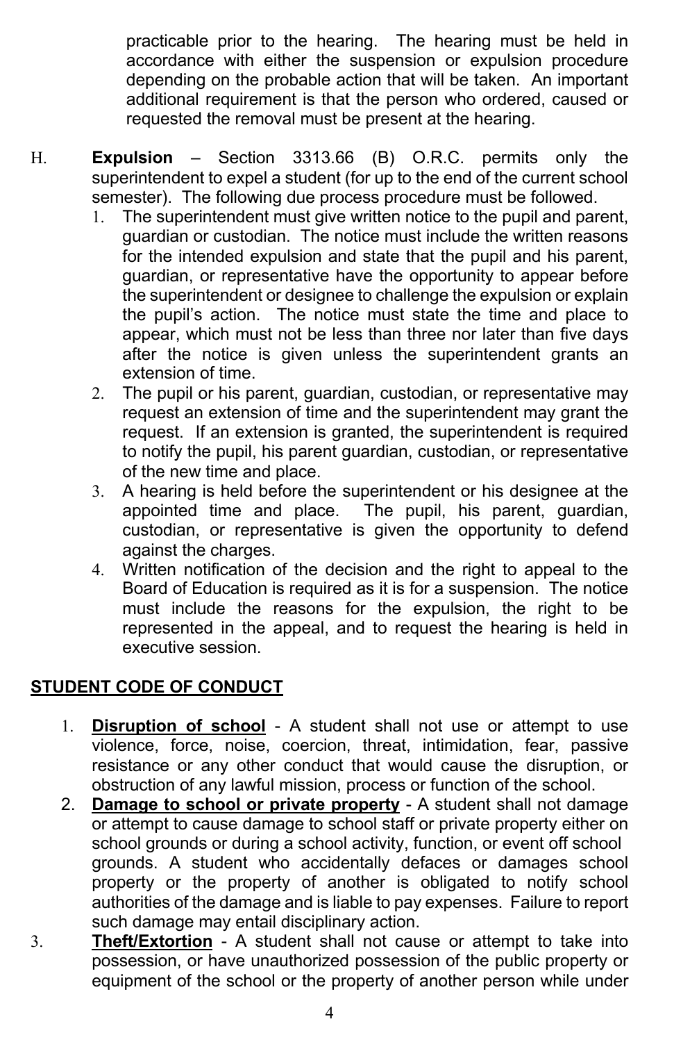practicable prior to the hearing. The hearing must be held in accordance with either the suspension or expulsion procedure depending on the probable action that will be taken. An important additional requirement is that the person who ordered, caused or requested the removal must be present at the hearing.

H. **Expulsion** – Section 3313.66 (B) O.R.C. permits only the superintendent to expel a student (for up to the end of the current school semester). The following due process procedure must be followed.

1. The superintendent must give written notice to the pupil and parent, guardian or custodian. The notice must include the written reasons for the intended expulsion and state that the pupil and his parent, guardian, or representative have the opportunity to appear before the superintendent or designee to challenge the expulsion or explain the pupil's action. The notice must state the time and place to appear, which must not be less than three nor later than five days after the notice is given unless the superintendent grants an extension of time.
2. The pupil or his parent, guardian, custodian, or representative may request an extension of time and the superintendent may grant the request. If an extension is granted, the superintendent is required to notify the pupil, his parent guardian, custodian, or representative of the new time and place.
3. A hearing is held before the superintendent or his designee at the appointed time and place. The pupil, his parent, guardian, custodian, or representative is given the opportunity to defend against the charges.
4. Written notification of the decision and the right to appeal to the Board of Education is required as it is for a suspension. The notice must include the reasons for the expulsion, the right to be represented in the appeal, and to request the hearing is held in executive session.

## STUDENT CODE OF CONDUCT

1. **Disruption of school** - A student shall not use or attempt to use violence, force, noise, coercion, threat, intimidation, fear, passive resistance or any other conduct that would cause the disruption, or obstruction of any lawful mission, process or function of the school.
2. **Damage to school or private property** - A student shall not damage or attempt to cause damage to school staff or private property either on school grounds or during a school activity, function, or event off school grounds. A student who accidentally defaces or damages school property or the property of another is obligated to notify school authorities of the damage and is liable to pay expenses. Failure to report such damage may entail disciplinary action.
3. **Theft/Extortion** - A student shall not cause or attempt to take into possession, or have unauthorized possession of the public property or equipment of the school or the property of another person while under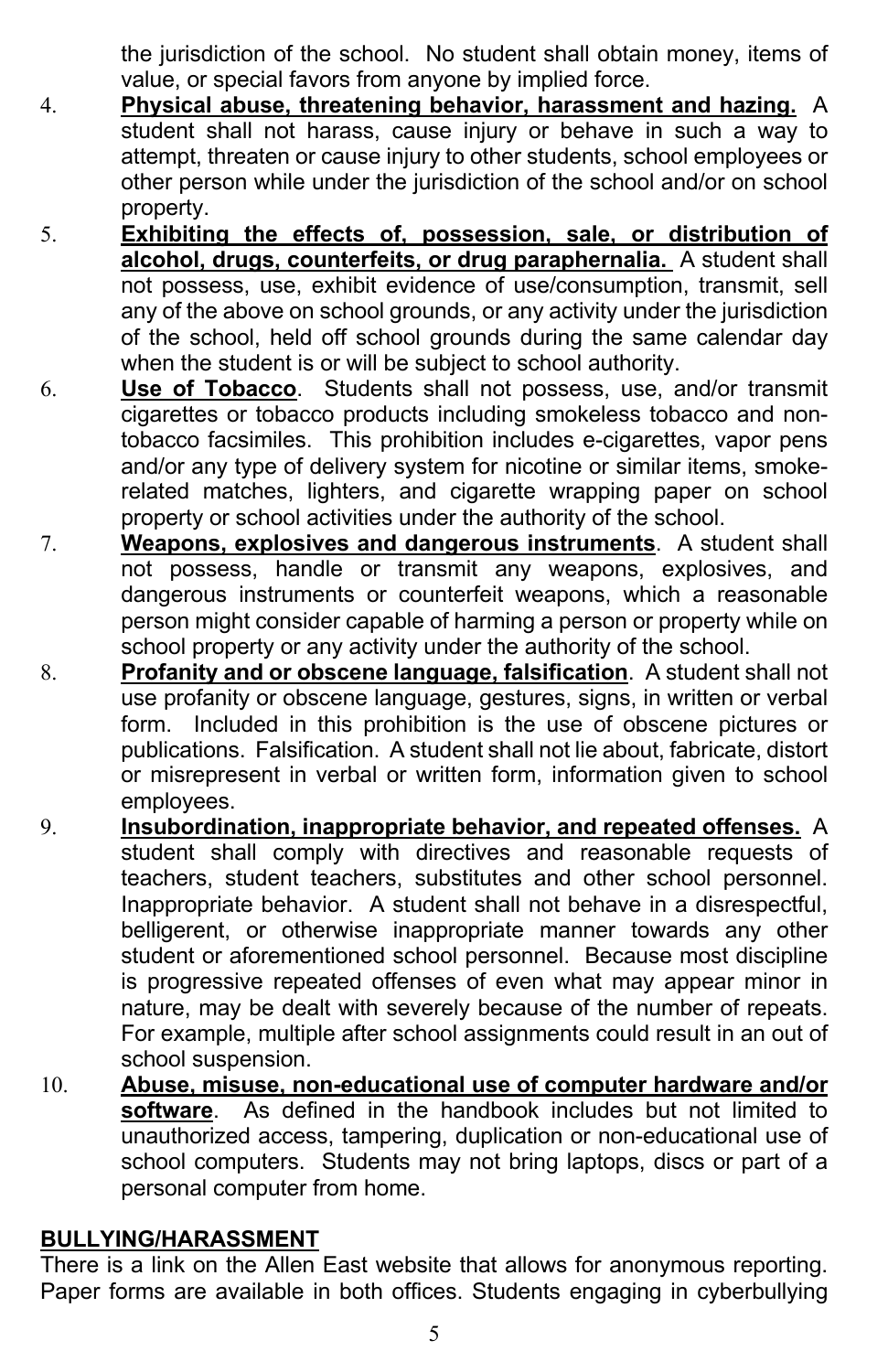the jurisdiction of the school. No student shall obtain money, items of value, or special favors from anyone by implied force.

4. **Physical abuse, threatening behavior, harassment and hazing.** A student shall not harass, cause injury or behave in such a way to attempt, threaten or cause injury to other students, school employees or other person while under the jurisdiction of the school and/or on school property.
5. **Exhibiting the effects of, possession, sale, or distribution of alcohol, drugs, counterfeits, or drug paraphernalia.** A student shall not possess, use, exhibit evidence of use/consumption, transmit, sell any of the above on school grounds, or any activity under the jurisdiction of the school, held off school grounds during the same calendar day when the student is or will be subject to school authority.
6. **Use of Tobacco**. Students shall not possess, use, and/or transmit cigarettes or tobacco products including smokeless tobacco and non-tobacco facsimiles. This prohibition includes e-cigarettes, vapor pens and/or any type of delivery system for nicotine or similar items, smoke-related matches, lighters, and cigarette wrapping paper on school property or school activities under the authority of the school.
7. **Weapons, explosives and dangerous instruments**. A student shall not possess, handle or transmit any weapons, explosives, and dangerous instruments or counterfeit weapons, which a reasonable person might consider capable of harming a person or property while on school property or any activity under the authority of the school.
8. **Profanity and or obscene language, falsification**. A student shall not use profanity or obscene language, gestures, signs, in written or verbal form. Included in this prohibition is the use of obscene pictures or publications. Falsification. A student shall not lie about, fabricate, distort or misrepresent in verbal or written form, information given to school employees.
9. **Insubordination, inappropriate behavior, and repeated offenses.** A student shall comply with directives and reasonable requests of teachers, student teachers, substitutes and other school personnel. Inappropriate behavior. A student shall not behave in a disrespectful, belligerent, or otherwise inappropriate manner towards any other student or aforementioned school personnel. Because most discipline is progressive repeated offenses of even what may appear minor in nature, may be dealt with severely because of the number of repeats. For example, multiple after school assignments could result in an out of school suspension.
10. **Abuse, misuse, non-educational use of computer hardware and/or software**. As defined in the handbook includes but not limited to unauthorized access, tampering, duplication or non-educational use of school computers. Students may not bring laptops, discs or part of a personal computer from home.

## BULLYING/HARASSMENT

There is a link on the Allen East website that allows for anonymous reporting. Paper forms are available in both offices. Students engaging in cyberbullying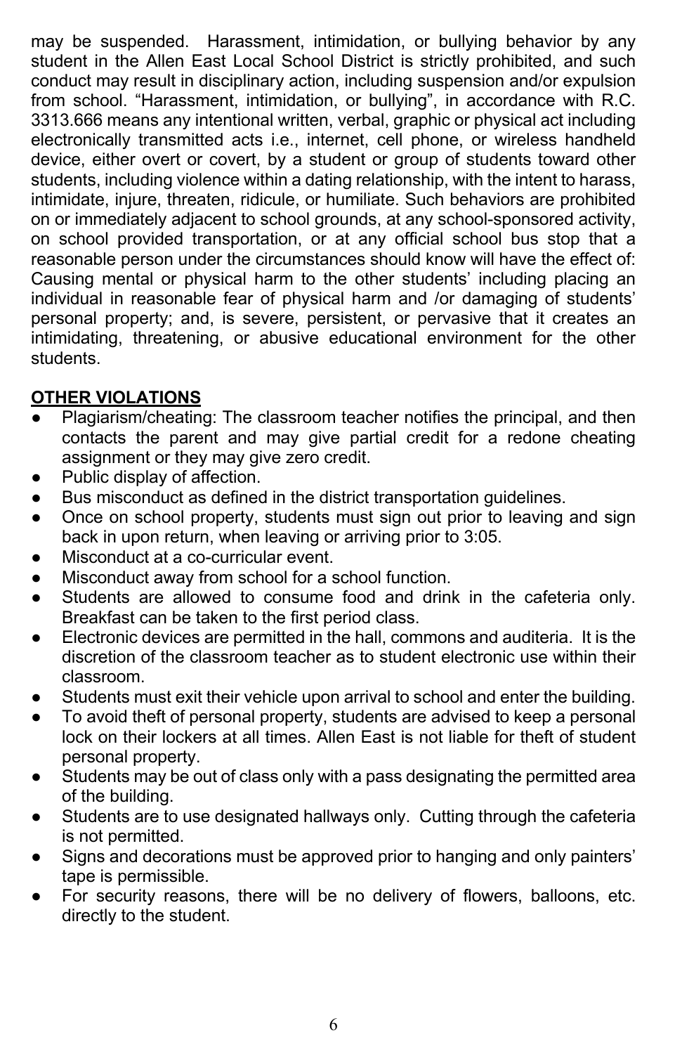may be suspended.  Harassment, intimidation, or bullying behavior by any student in the Allen East Local School District is strictly prohibited, and such conduct may result in disciplinary action, including suspension and/or expulsion from school. “Harassment, intimidation, or bullying”, in accordance with R.C. 3313.666 means any intentional written, verbal, graphic or physical act including electronically transmitted acts i.e., internet, cell phone, or wireless handheld device, either overt or covert, by a student or group of students toward other students, including violence within a dating relationship, with the intent to harass, intimidate, injure, threaten, ridicule, or humiliate. Such behaviors are prohibited on or immediately adjacent to school grounds, at any school-sponsored activity, on school provided transportation, or at any official school bus stop that a reasonable person under the circumstances should know will have the effect of: Causing mental or physical harm to the other students' including placing an individual in reasonable fear of physical harm and /or damaging of students' personal property; and, is severe, persistent, or pervasive that it creates an intimidating, threatening, or abusive educational environment for the other students.

**OTHER VIOLATIONS**

- Plagiarism/cheating: The classroom teacher notifies the principal, and then contacts the parent and may give partial credit for a redone cheating assignment or they may give zero credit.
- Public display of affection.
- Bus misconduct as defined in the district transportation guidelines.
- Once on school property, students must sign out prior to leaving and sign back in upon return, when leaving or arriving prior to 3:05.
- Misconduct at a co-curricular event.
- Misconduct away from school for a school function.
- Students are allowed to consume food and drink in the cafeteria only. Breakfast can be taken to the first period class.
- Electronic devices are permitted in the hall, commons and auditeria.  It is the discretion of the classroom teacher as to student electronic use within their classroom.
- Students must exit their vehicle upon arrival to school and enter the building.
- To avoid theft of personal property, students are advised to keep a personal lock on their lockers at all times. Allen East is not liable for theft of student personal property.
- Students may be out of class only with a pass designating the permitted area of the building.
- Students are to use designated hallways only.  Cutting through the cafeteria is not permitted.
- Signs and decorations must be approved prior to hanging and only painters' tape is permissible.
- For security reasons, there will be no delivery of flowers, balloons, etc. directly to the student.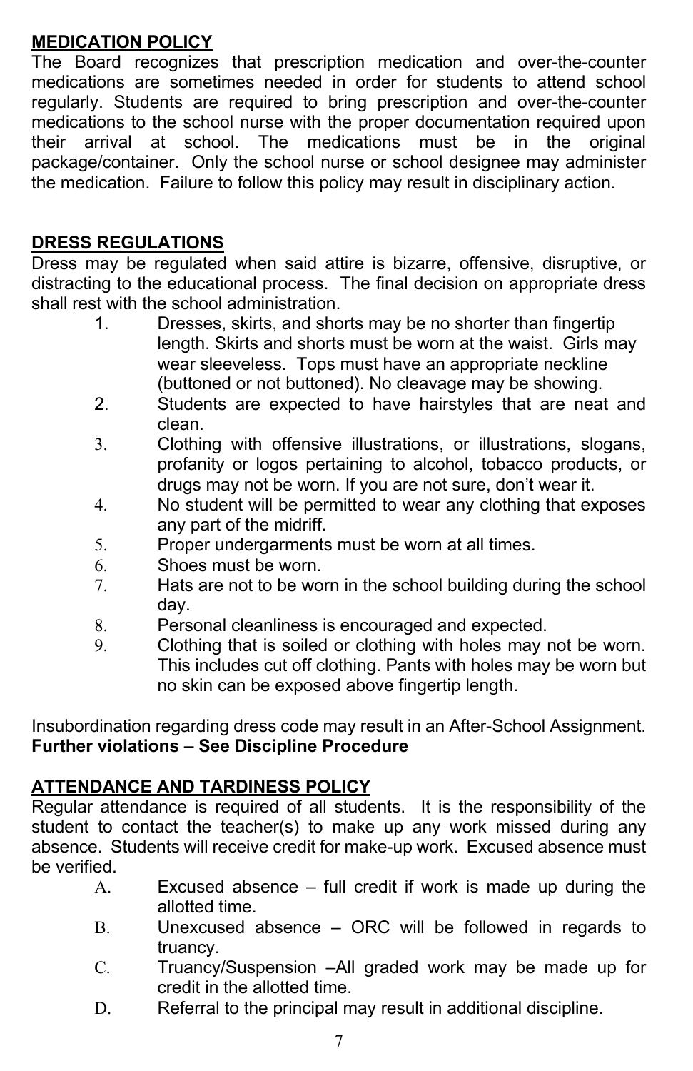## MEDICATION POLICY

The Board recognizes that prescription medication and over-the-counter medications are sometimes needed in order for students to attend school regularly. Students are required to bring prescription and over-the-counter medications to the school nurse with the proper documentation required upon their arrival at school. The medications must be in the original package/container. Only the school nurse or school designee may administer the medication. Failure to follow this policy may result in disciplinary action.

## DRESS REGULATIONS

Dress may be regulated when said attire is bizarre, offensive, disruptive, or distracting to the educational process. The final decision on appropriate dress shall rest with the school administration.

1. Dresses, skirts, and shorts may be no shorter than fingertip length. Skirts and shorts must be worn at the waist. Girls may wear sleeveless. Tops must have an appropriate neckline (buttoned or not buttoned). No cleavage may be showing.
2. Students are expected to have hairstyles that are neat and clean.
3. Clothing with offensive illustrations, or illustrations, slogans, profanity or logos pertaining to alcohol, tobacco products, or drugs may not be worn. If you are not sure, don't wear it.
4. No student will be permitted to wear any clothing that exposes any part of the midriff.
5. Proper undergarments must be worn at all times.
6. Shoes must be worn.
7. Hats are not to be worn in the school building during the school day.
8. Personal cleanliness is encouraged and expected.
9. Clothing that is soiled or clothing with holes may not be worn. This includes cut off clothing. Pants with holes may be worn but no skin can be exposed above fingertip length.

Insubordination regarding dress code may result in an After-School Assignment.
**Further violations – See Discipline Procedure**

## ATTENDANCE AND TARDINESS POLICY

Regular attendance is required of all students. It is the responsibility of the student to contact the teacher(s) to make up any work missed during any absence. Students will receive credit for make-up work. Excused absence must be verified.

A. Excused absence – full credit if work is made up during the allotted time.
B. Unexcused absence – ORC will be followed in regards to truancy.
C. Truancy/Suspension –All graded work may be made up for credit in the allotted time.
D. Referral to the principal may result in additional discipline.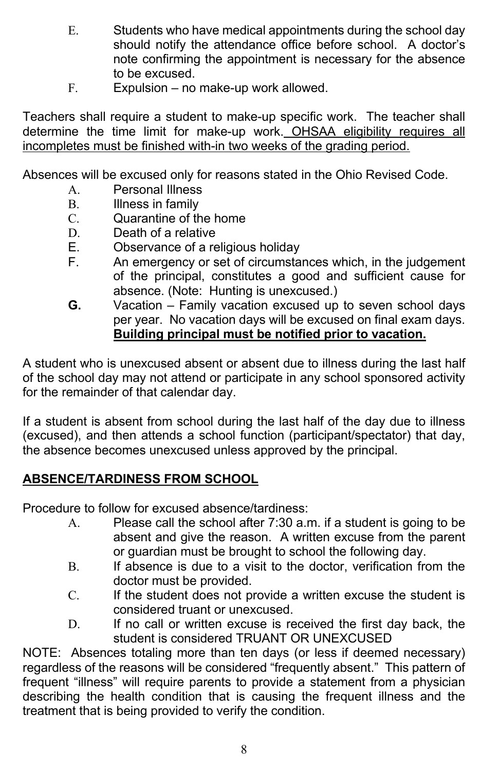E. Students who have medical appointments during the school day should notify the attendance office before school. A doctor's note confirming the appointment is necessary for the absence to be excused.

F. Expulsion – no make-up work allowed.

Teachers shall require a student to make-up specific work. The teacher shall determine the time limit for make-up work. <u>OHSAA eligibility requires all incompletes must be finished with-in two weeks of the grading period.</u>

Absences will be excused only for reasons stated in the Ohio Revised Code.

A. Personal Illness
B. Illness in family
C. Quarantine of the home
D. Death of a relative
E. Observance of a religious holiday
F. An emergency or set of circumstances which, in the judgement of the principal, constitutes a good and sufficient cause for absence. (Note: Hunting is unexcused.)
**G.** Vacation – Family vacation excused up to seven school days per year. No vacation days will be excused on final exam days. **<u>Building principal must be notified prior to vacation.</u>**

A student who is unexcused absent or absent due to illness during the last half of the school day may not attend or participate in any school sponsored activity for the remainder of that calendar day.

If a student is absent from school during the last half of the day due to illness (excused), and then attends a school function (participant/spectator) that day, the absence becomes unexcused unless approved by the principal.

## <u>ABSENCE/TARDINESS FROM SCHOOL</u>

Procedure to follow for excused absence/tardiness:

A. Please call the school after 7:30 a.m. if a student is going to be absent and give the reason. A written excuse from the parent or guardian must be brought to school the following day.
B. If absence is due to a visit to the doctor, verification from the doctor must be provided.
C. If the student does not provide a written excuse the student is considered truant or unexcused.
D. If no call or written excuse is received the first day back, the student is considered TRUANT OR UNEXCUSED

NOTE: Absences totaling more than ten days (or less if deemed necessary) regardless of the reasons will be considered "frequently absent." This pattern of frequent "illness" will require parents to provide a statement from a physician describing the health condition that is causing the frequent illness and the treatment that is being provided to verify the condition.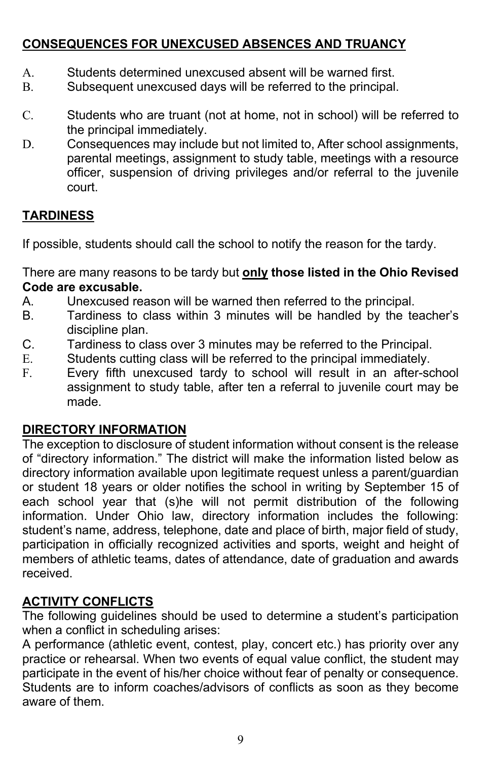## CONSEQUENCES FOR UNEXCUSED ABSENCES AND TRUANCY

A. Students determined unexcused absent will be warned first.

B. Subsequent unexcused days will be referred to the principal.

C. Students who are truant (not at home, not in school) will be referred to the principal immediately.

D. Consequences may include but not limited to, After school assignments, parental meetings, assignment to study table, meetings with a resource officer, suspension of driving privileges and/or referral to the juvenile court.

## TARDINESS

If possible, students should call the school to notify the reason for the tardy.

There are many reasons to be tardy but **<u>only</u> those listed in the Ohio Revised Code are excusable.**

A. Unexcused reason will be warned then referred to the principal.

B. Tardiness to class within 3 minutes will be handled by the teacher's discipline plan.

C. Tardiness to class over 3 minutes may be referred to the Principal.

E. Students cutting class will be referred to the principal immediately.

F. Every fifth unexcused tardy to school will result in an after-school assignment to study table, after ten a referral to juvenile court may be made.

## DIRECTORY INFORMATION

The exception to disclosure of student information without consent is the release of "directory information." The district will make the information listed below as directory information available upon legitimate request unless a parent/guardian or student 18 years or older notifies the school in writing by September 15 of each school year that (s)he will not permit distribution of the following information. Under Ohio law, directory information includes the following: student's name, address, telephone, date and place of birth, major field of study, participation in officially recognized activities and sports, weight and height of members of athletic teams, dates of attendance, date of graduation and awards received.

## ACTIVITY CONFLICTS

The following guidelines should be used to determine a student's participation when a conflict in scheduling arises:

A performance (athletic event, contest, play, concert etc.) has priority over any practice or rehearsal. When two events of equal value conflict, the student may participate in the event of his/her choice without fear of penalty or consequence. Students are to inform coaches/advisors of conflicts as soon as they become aware of them.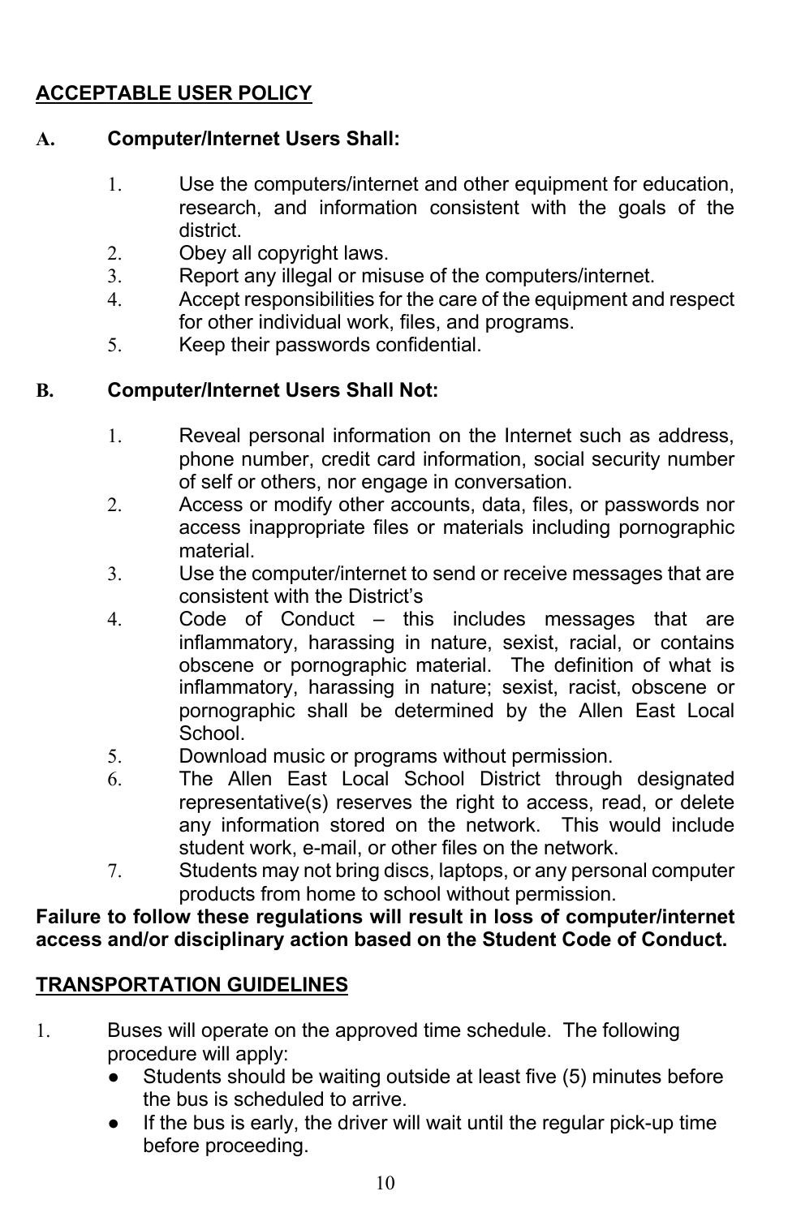## ACCEPTABLE USER POLICY

**A. Computer/Internet Users Shall:**

1. Use the computers/internet and other equipment for education, research, and information consistent with the goals of the district.
2. Obey all copyright laws.
3. Report any illegal or misuse of the computers/internet.
4. Accept responsibilities for the care of the equipment and respect for other individual work, files, and programs.
5. Keep their passwords confidential.

**B. Computer/Internet Users Shall Not:**

1. Reveal personal information on the Internet such as address, phone number, credit card information, social security number of self or others, nor engage in conversation.
2. Access or modify other accounts, data, files, or passwords nor access inappropriate files or materials including pornographic material.
3. Use the computer/internet to send or receive messages that are consistent with the District's
4. Code of Conduct – this includes messages that are inflammatory, harassing in nature, sexist, racial, or contains obscene or pornographic material. The definition of what is inflammatory, harassing in nature; sexist, racist, obscene or pornographic shall be determined by the Allen East Local School.
5. Download music or programs without permission.
6. The Allen East Local School District through designated representative(s) reserves the right to access, read, or delete any information stored on the network. This would include student work, e-mail, or other files on the network.
7. Students may not bring discs, laptops, or any personal computer products from home to school without permission.

**Failure to follow these regulations will result in loss of computer/internet access and/or disciplinary action based on the Student Code of Conduct.**

## TRANSPORTATION GUIDELINES

1. Buses will operate on the approved time schedule. The following procedure will apply:
   - Students should be waiting outside at least five (5) minutes before the bus is scheduled to arrive.
   - If the bus is early, the driver will wait until the regular pick-up time before proceeding.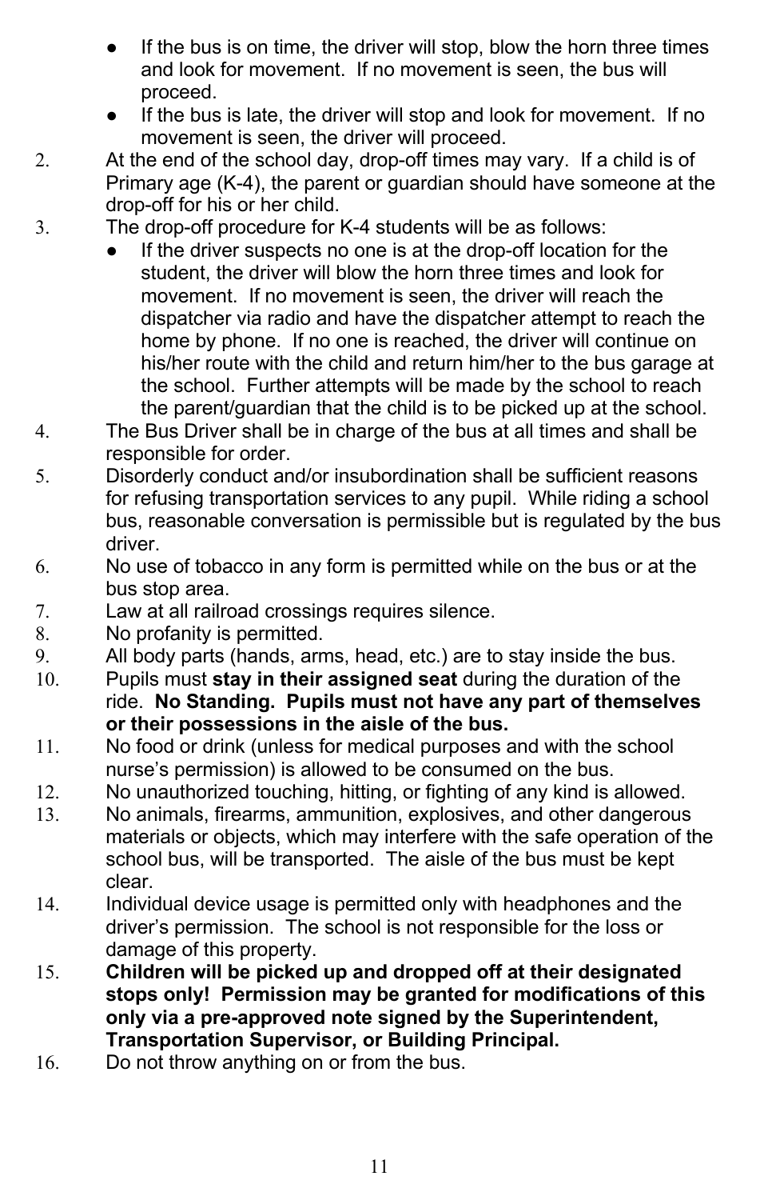- If the bus is on time, the driver will stop, blow the horn three times and look for movement. If no movement is seen, the bus will proceed.
- If the bus is late, the driver will stop and look for movement. If no movement is seen, the driver will proceed.

2. At the end of the school day, drop-off times may vary. If a child is of Primary age (K-4), the parent or guardian should have someone at the drop-off for his or her child.
3. The drop-off procedure for K-4 students will be as follows:
   - If the driver suspects no one is at the drop-off location for the student, the driver will blow the horn three times and look for movement. If no movement is seen, the driver will reach the dispatcher via radio and have the dispatcher attempt to reach the home by phone. If no one is reached, the driver will continue on his/her route with the child and return him/her to the bus garage at the school. Further attempts will be made by the school to reach the parent/guardian that the child is to be picked up at the school.
4. The Bus Driver shall be in charge of the bus at all times and shall be responsible for order.
5. Disorderly conduct and/or insubordination shall be sufficient reasons for refusing transportation services to any pupil. While riding a school bus, reasonable conversation is permissible but is regulated by the bus driver.
6. No use of tobacco in any form is permitted while on the bus or at the bus stop area.
7. Law at all railroad crossings requires silence.
8. No profanity is permitted.
9. All body parts (hands, arms, head, etc.) are to stay inside the bus.
10. Pupils must **stay in their assigned seat** during the duration of the ride. **No Standing. Pupils must not have any part of themselves or their possessions in the aisle of the bus.**
11. No food or drink (unless for medical purposes and with the school nurse's permission) is allowed to be consumed on the bus.
12. No unauthorized touching, hitting, or fighting of any kind is allowed.
13. No animals, firearms, ammunition, explosives, and other dangerous materials or objects, which may interfere with the safe operation of the school bus, will be transported. The aisle of the bus must be kept clear.
14. Individual device usage is permitted only with headphones and the driver's permission. The school is not responsible for the loss or damage of this property.
15. **Children will be picked up and dropped off at their designated stops only! Permission may be granted for modifications of this only via a pre-approved note signed by the Superintendent, Transportation Supervisor, or Building Principal.**
16. Do not throw anything on or from the bus.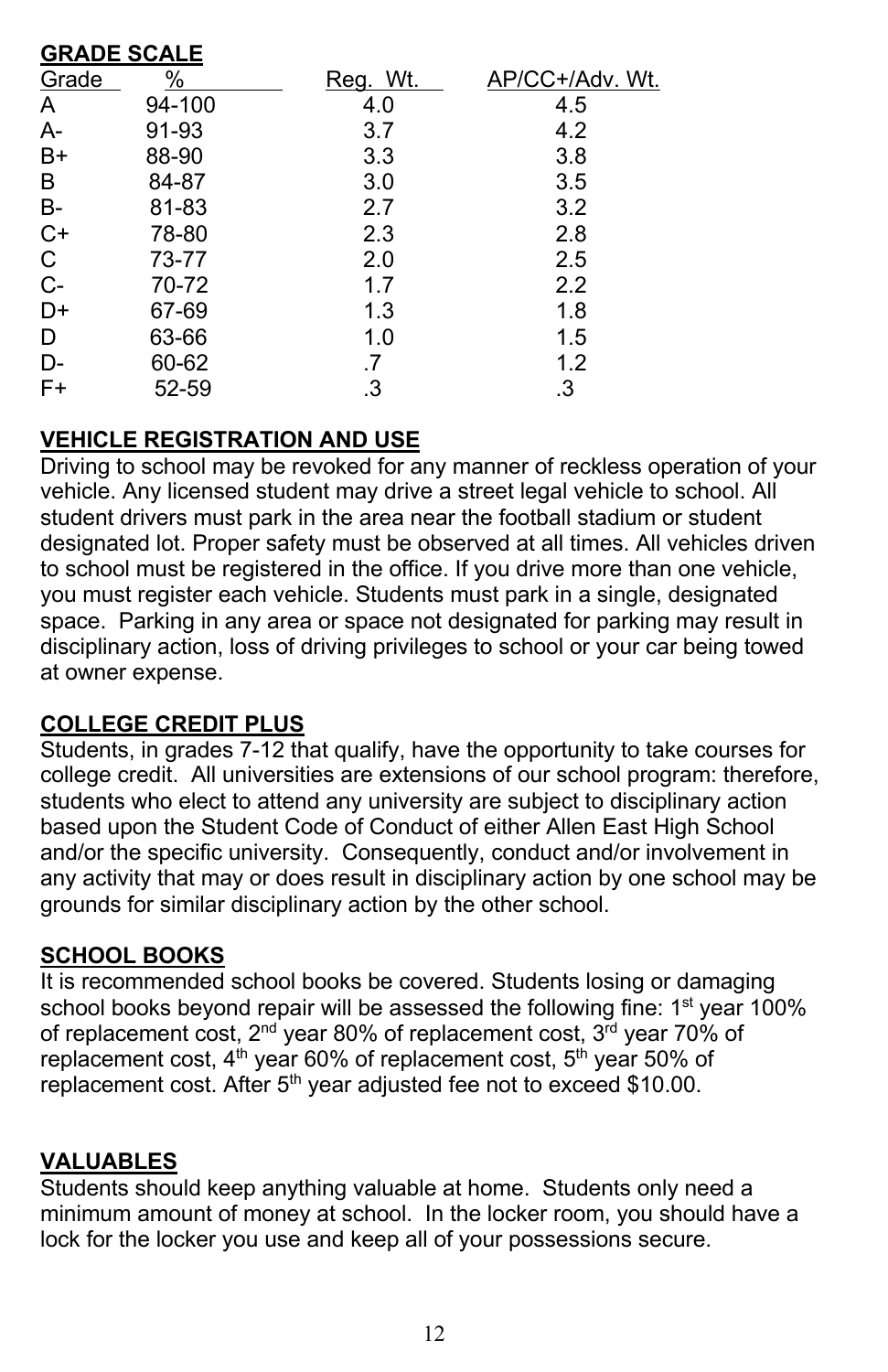## GRADE SCALE

| Grade | % | Reg. Wt. | AP/CC+/Adv. Wt. |
|---|---|---|---|
| A | 94-100 | 4.0 | 4.5 |
| A- | 91-93 | 3.7 | 4.2 |
| B+ | 88-90 | 3.3 | 3.8 |
| B | 84-87 | 3.0 | 3.5 |
| B- | 81-83 | 2.7 | 3.2 |
| C+ | 78-80 | 2.3 | 2.8 |
| C | 73-77 | 2.0 | 2.5 |
| C- | 70-72 | 1.7 | 2.2 |
| D+ | 67-69 | 1.3 | 1.8 |
| D | 63-66 | 1.0 | 1.5 |
| D- | 60-62 | .7 | 1.2 |
| F+ | 52-59 | .3 | .3 |

## VEHICLE REGISTRATION AND USE

Driving to school may be revoked for any manner of reckless operation of your vehicle. Any licensed student may drive a street legal vehicle to school. All student drivers must park in the area near the football stadium or student designated lot. Proper safety must be observed at all times. All vehicles driven to school must be registered in the office. If you drive more than one vehicle, you must register each vehicle. Students must park in a single, designated space. Parking in any area or space not designated for parking may result in disciplinary action, loss of driving privileges to school or your car being towed at owner expense.

## COLLEGE CREDIT PLUS

Students, in grades 7-12 that qualify, have the opportunity to take courses for college credit. All universities are extensions of our school program: therefore, students who elect to attend any university are subject to disciplinary action based upon the Student Code of Conduct of either Allen East High School and/or the specific university. Consequently, conduct and/or involvement in any activity that may or does result in disciplinary action by one school may be grounds for similar disciplinary action by the other school.

## SCHOOL BOOKS

It is recommended school books be covered. Students losing or damaging school books beyond repair will be assessed the following fine: 1st year 100% of replacement cost, 2nd year 80% of replacement cost, 3rd year 70% of replacement cost, 4th year 60% of replacement cost, 5th year 50% of replacement cost. After 5th year adjusted fee not to exceed $10.00.

## VALUABLES

Students should keep anything valuable at home. Students only need a minimum amount of money at school. In the locker room, you should have a lock for the locker you use and keep all of your possessions secure.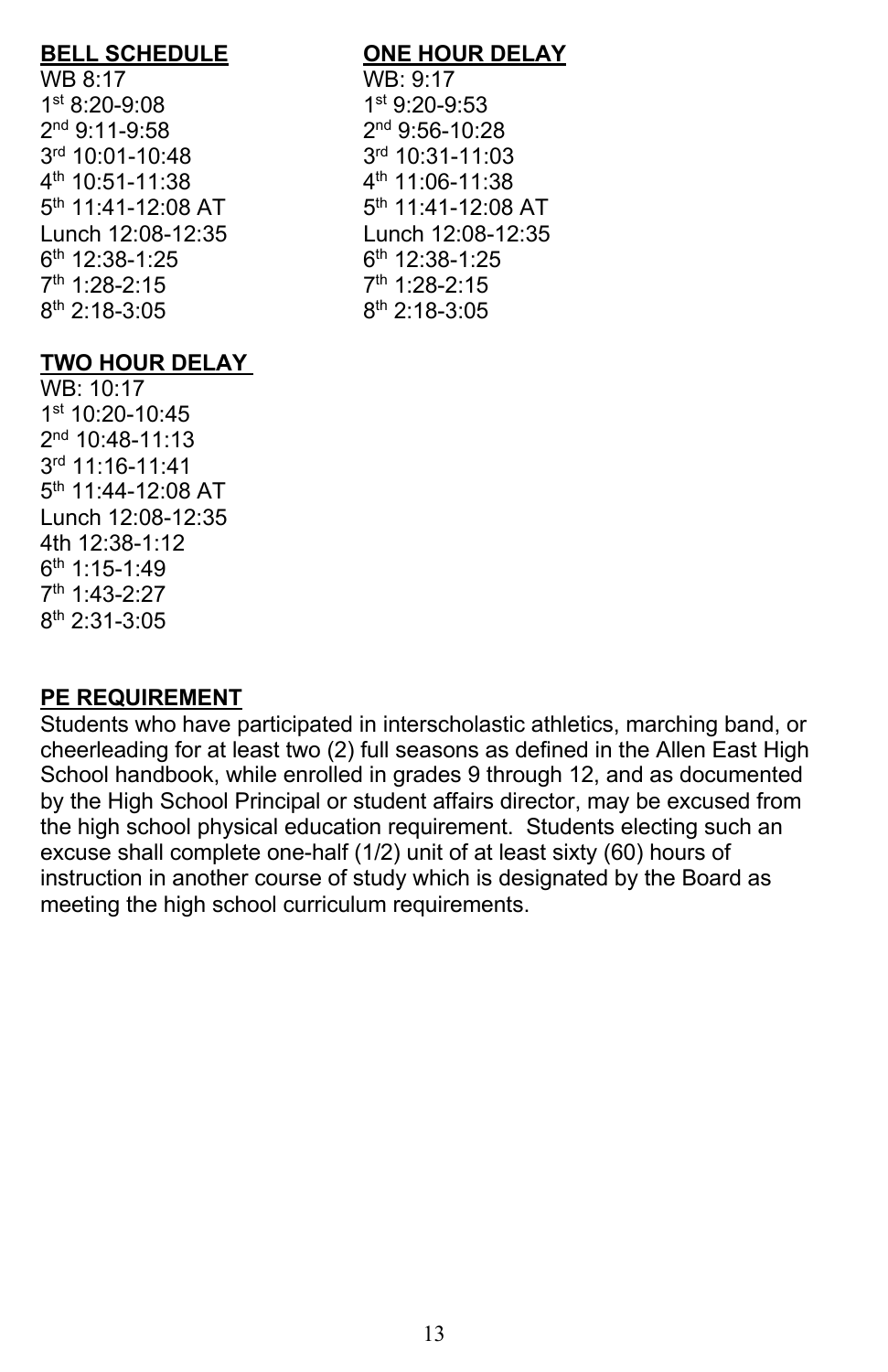## BELL SCHEDULE

WB 8:17
1st 8:20-9:08
2nd 9:11-9:58
3rd 10:01-10:48
4th 10:51-11:38
5th 11:41-12:08 AT
Lunch 12:08-12:35
6th 12:38-1:25
7th 1:28-2:15
8th 2:18-3:05

## ONE HOUR DELAY

WB: 9:17
1st 9:20-9:53
2nd 9:56-10:28
3rd 10:31-11:03
4th 11:06-11:38
5th 11:41-12:08 AT
Lunch 12:08-12:35
6th 12:38-1:25
7th 1:28-2:15
8th 2:18-3:05

## TWO HOUR DELAY

WB: 10:17
1st 10:20-10:45
2nd 10:48-11:13
3rd 11:16-11:41
5th 11:44-12:08 AT
Lunch 12:08-12:35
4th 12:38-1:12
6th 1:15-1:49
7th 1:43-2:27
8th 2:31-3:05

## PE REQUIREMENT

Students who have participated in interscholastic athletics, marching band, or cheerleading for at least two (2) full seasons as defined in the Allen East High School handbook, while enrolled in grades 9 through 12, and as documented by the High School Principal or student affairs director, may be excused from the high school physical education requirement. Students electing such an excuse shall complete one-half (1/2) unit of at least sixty (60) hours of instruction in another course of study which is designated by the Board as meeting the high school curriculum requirements.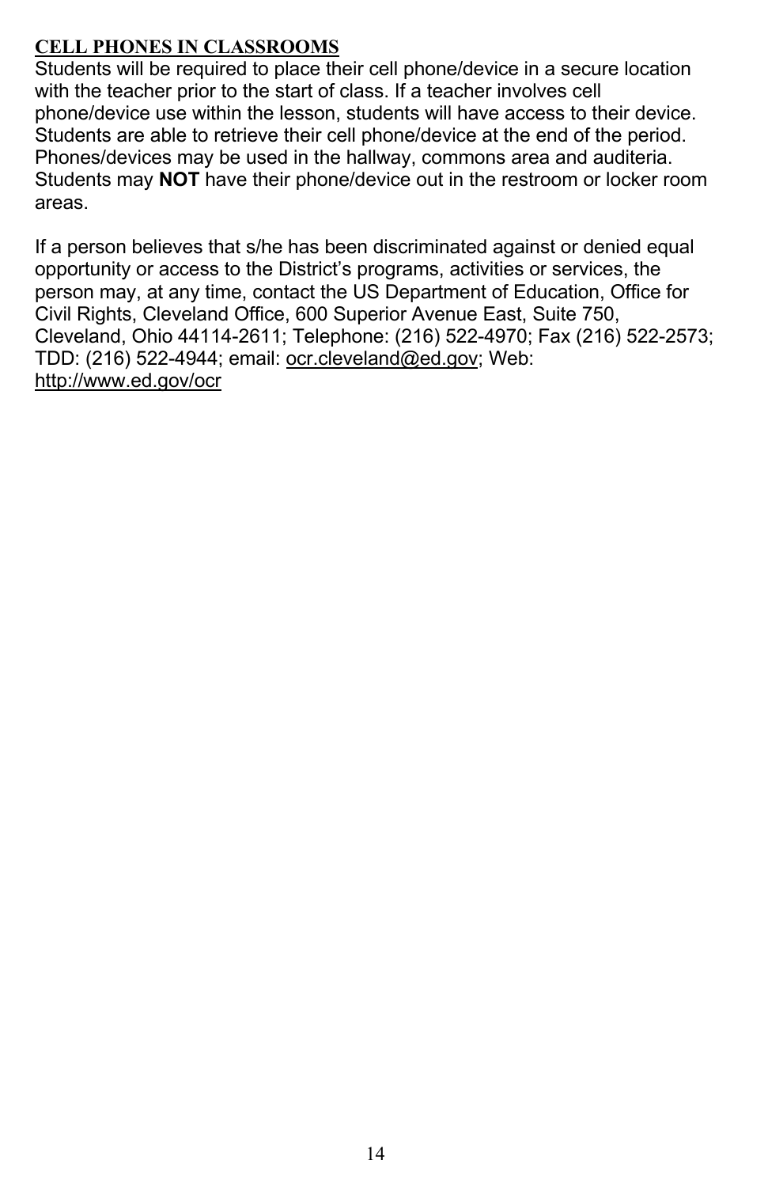**CELL PHONES IN CLASSROOMS**

Students will be required to place their cell phone/device in a secure location with the teacher prior to the start of class. If a teacher involves cell phone/device use within the lesson, students will have access to their device. Students are able to retrieve their cell phone/device at the end of the period. Phones/devices may be used in the hallway, commons area and auditeria. Students may **NOT** have their phone/device out in the restroom or locker room areas.

If a person believes that s/he has been discriminated against or denied equal opportunity or access to the District's programs, activities or services, the person may, at any time, contact the US Department of Education, Office for Civil Rights, Cleveland Office, 600 Superior Avenue East, Suite 750, Cleveland, Ohio 44114-2611; Telephone: (216) 522-4970; Fax (216) 522-2573; TDD: (216) 522-4944; email: ocr.cleveland@ed.gov; Web: http://www.ed.gov/ocr